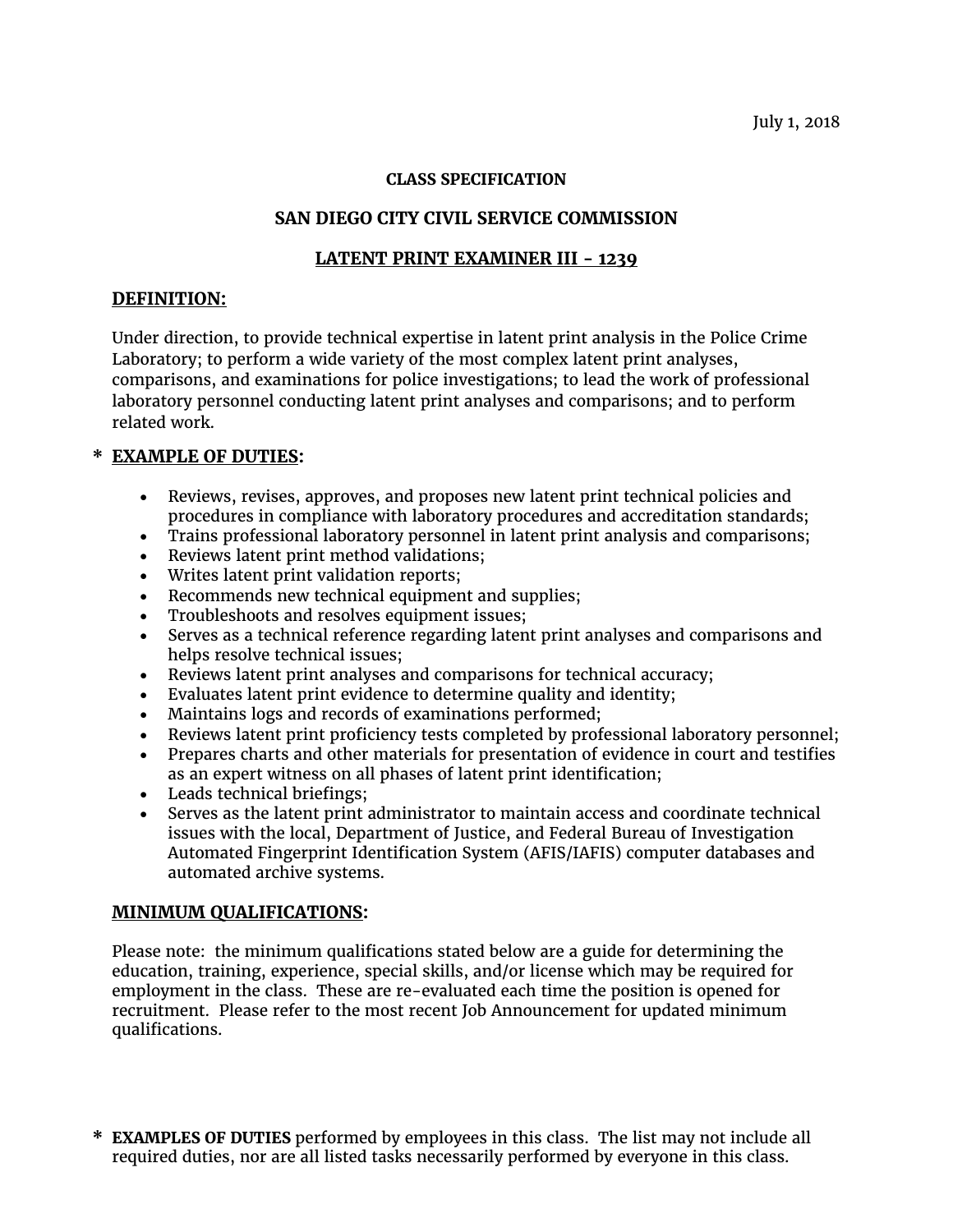July 1, 2018

**CLASS SPECIFICATION**

**SAN DIEGO CITY CIVIL SERVICE COMMISSION**

**LATENT PRINT EXAMINER III - 1239**

**DEFINITION:**

Under direction, to provide technical expertise in latent print analysis in the Police Crime Laboratory; to perform a wide variety of the most complex latent print analyses, comparisons, and examinations for police investigations; to lead the work of professional laboratory personnel conducting latent print analyses and comparisons; and to perform related work.

\* **EXAMPLE OF DUTIES:**

- Reviews, revises, approves, and proposes new latent print technical policies and procedures in compliance with laboratory procedures and accreditation standards;
- Trains professional laboratory personnel in latent print analysis and comparisons;
- Reviews latent print method validations;
- Writes latent print validation reports;
- Recommends new technical equipment and supplies;
- Troubleshoots and resolves equipment issues;
- Serves as a technical reference regarding latent print analyses and comparisons and helps resolve technical issues;
- Reviews latent print analyses and comparisons for technical accuracy;
- Evaluates latent print evidence to determine quality and identity;
- Maintains logs and records of examinations performed;
- Reviews latent print proficiency tests completed by professional laboratory personnel;
- Prepares charts and other materials for presentation of evidence in court and testifies as an expert witness on all phases of latent print identification;
- Leads technical briefings;
- Serves as the latent print administrator to maintain access and coordinate technical issues with the local, Department of Justice, and Federal Bureau of Investigation Automated Fingerprint Identification System (AFIS/IAFIS) computer databases and automated archive systems.

**MINIMUM QUALIFICATIONS:**

Please note: the minimum qualifications stated below are a guide for determining the education, training, experience, special skills, and/or license which may be required for employment in the class. These are re-evaluated each time the position is opened for recruitment. Please refer to the most recent Job Announcement for updated minimum qualifications.

\* **EXAMPLES OF DUTIES** performed by employees in this class. The list may not include all required duties, nor are all listed tasks necessarily performed by everyone in this class.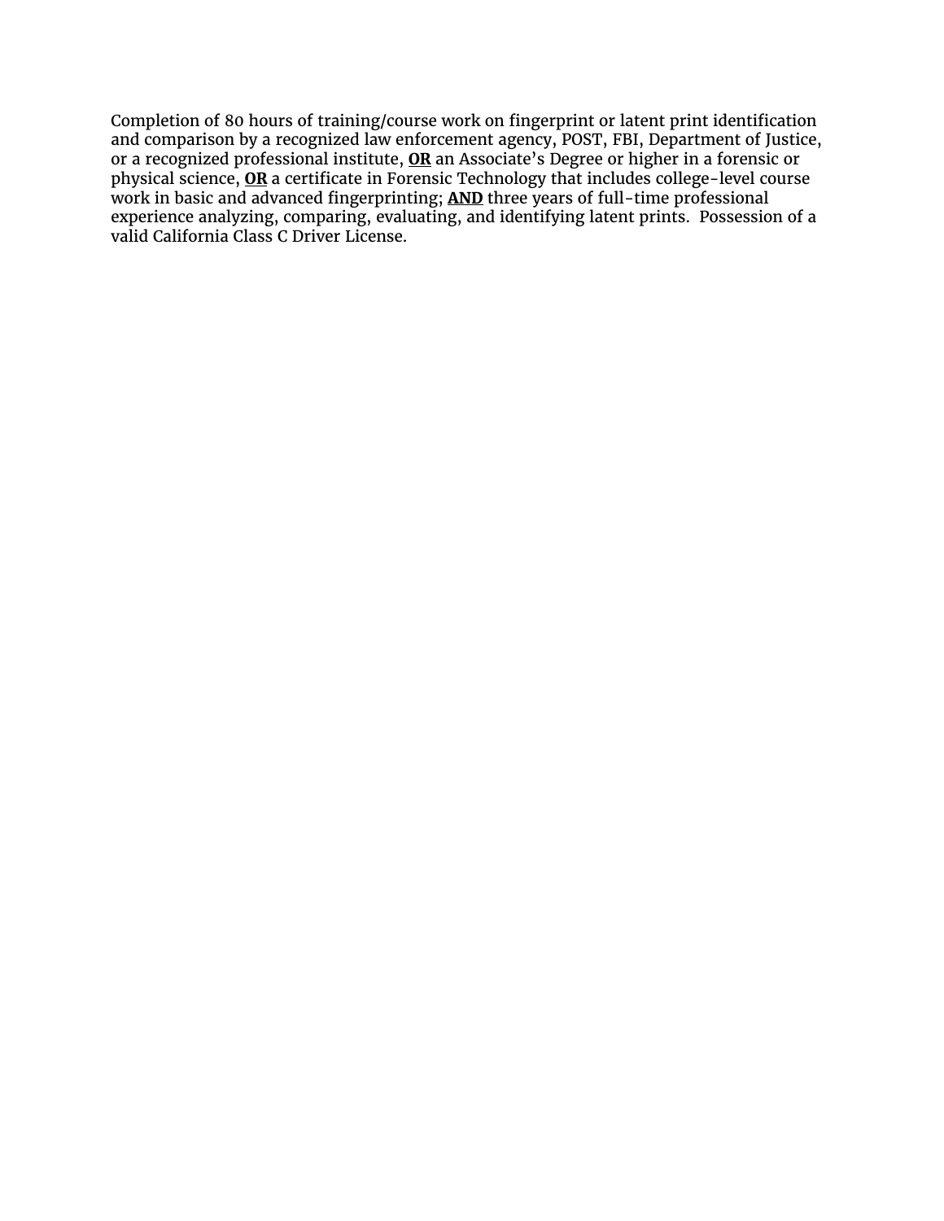Completion of 80 hours of training/course work on fingerprint or latent print identification and comparison by a recognized law enforcement agency, POST, FBI, Department of Justice, or a recognized professional institute, **OR** an Associate's Degree or higher in a forensic or physical science, **OR** a certificate in Forensic Technology that includes college-level course work in basic and advanced fingerprinting; **AND** three years of full-time professional experience analyzing, comparing, evaluating, and identifying latent prints. Possession of a valid California Class C Driver License.